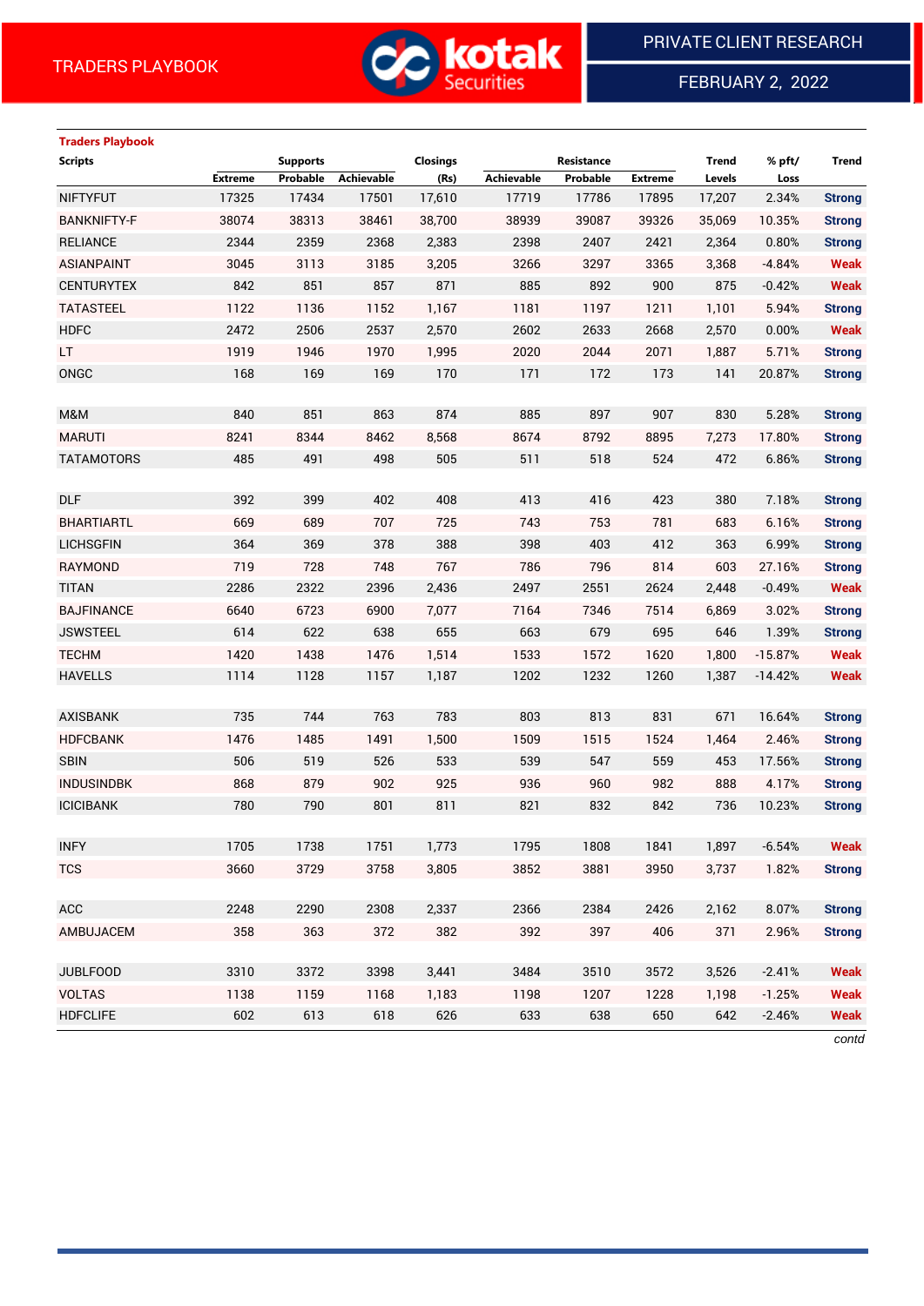TRADERS PLAYBOOK

PRIVATE CLIENT RESEARCH

FEBRUARY 2, 2022

**Traders Playbook**

| Scripts | Supports | | | Closings | Resistance | | | Trend | % pft/ | Trend |
|---|---|---|---|---|---|---|---|---|---|---|
| | Extreme | Probable | Achievable | (Rs) | Achievable | Probable | Extreme | Levels | Loss | |
| NIFTYFUT | 17325 | 17434 | 17501 | 17,610 | 17719 | 17786 | 17895 | 17,207 | 2.34% | Strong |
| BANKNIFTY-F | 38074 | 38313 | 38461 | 38,700 | 38939 | 39087 | 39326 | 35,069 | 10.35% | Strong |
| RELIANCE | 2344 | 2359 | 2368 | 2,383 | 2398 | 2407 | 2421 | 2,364 | 0.80% | Strong |
| ASIANPAINT | 3045 | 3113 | 3185 | 3,205 | 3266 | 3297 | 3365 | 3,368 | -4.84% | Weak |
| CENTURYTEX | 842 | 851 | 857 | 871 | 885 | 892 | 900 | 875 | -0.42% | Weak |
| TATASTEEL | 1122 | 1136 | 1152 | 1,167 | 1181 | 1197 | 1211 | 1,101 | 5.94% | Strong |
| HDFC | 2472 | 2506 | 2537 | 2,570 | 2602 | 2633 | 2668 | 2,570 | 0.00% | Weak |
| LT | 1919 | 1946 | 1970 | 1,995 | 2020 | 2044 | 2071 | 1,887 | 5.71% | Strong |
| ONGC | 168 | 169 | 169 | 170 | 171 | 172 | 173 | 141 | 20.87% | Strong |
| | | | | | | | | | | |
| M&M | 840 | 851 | 863 | 874 | 885 | 897 | 907 | 830 | 5.28% | Strong |
| MARUTI | 8241 | 8344 | 8462 | 8,568 | 8674 | 8792 | 8895 | 7,273 | 17.80% | Strong |
| TATAMOTORS | 485 | 491 | 498 | 505 | 511 | 518 | 524 | 472 | 6.86% | Strong |
| | | | | | | | | | | |
| DLF | 392 | 399 | 402 | 408 | 413 | 416 | 423 | 380 | 7.18% | Strong |
| BHARTIARTL | 669 | 689 | 707 | 725 | 743 | 753 | 781 | 683 | 6.16% | Strong |
| LICHSGFIN | 364 | 369 | 378 | 388 | 398 | 403 | 412 | 363 | 6.99% | Strong |
| RAYMOND | 719 | 728 | 748 | 767 | 786 | 796 | 814 | 603 | 27.16% | Strong |
| TITAN | 2286 | 2322 | 2396 | 2,436 | 2497 | 2551 | 2624 | 2,448 | -0.49% | Weak |
| BAJFINANCE | 6640 | 6723 | 6900 | 7,077 | 7164 | 7346 | 7514 | 6,869 | 3.02% | Strong |
| JSWSTEEL | 614 | 622 | 638 | 655 | 663 | 679 | 695 | 646 | 1.39% | Strong |
| TECHM | 1420 | 1438 | 1476 | 1,514 | 1533 | 1572 | 1620 | 1,800 | -15.87% | Weak |
| HAVELLS | 1114 | 1128 | 1157 | 1,187 | 1202 | 1232 | 1260 | 1,387 | -14.42% | Weak |
| | | | | | | | | | | |
| AXISBANK | 735 | 744 | 763 | 783 | 803 | 813 | 831 | 671 | 16.64% | Strong |
| HDFCBANK | 1476 | 1485 | 1491 | 1,500 | 1509 | 1515 | 1524 | 1,464 | 2.46% | Strong |
| SBIN | 506 | 519 | 526 | 533 | 539 | 547 | 559 | 453 | 17.56% | Strong |
| INDUSINDBK | 868 | 879 | 902 | 925 | 936 | 960 | 982 | 888 | 4.17% | Strong |
| ICICIBANK | 780 | 790 | 801 | 811 | 821 | 832 | 842 | 736 | 10.23% | Strong |
| | | | | | | | | | | |
| INFY | 1705 | 1738 | 1751 | 1,773 | 1795 | 1808 | 1841 | 1,897 | -6.54% | Weak |
| TCS | 3660 | 3729 | 3758 | 3,805 | 3852 | 3881 | 3950 | 3,737 | 1.82% | Strong |
| | | | | | | | | | | |
| ACC | 2248 | 2290 | 2308 | 2,337 | 2366 | 2384 | 2426 | 2,162 | 8.07% | Strong |
| AMBUJACEM | 358 | 363 | 372 | 382 | 392 | 397 | 406 | 371 | 2.96% | Strong |
| | | | | | | | | | | |
| JUBLFOOD | 3310 | 3372 | 3398 | 3,441 | 3484 | 3510 | 3572 | 3,526 | -2.41% | Weak |
| VOLTAS | 1138 | 1159 | 1168 | 1,183 | 1198 | 1207 | 1228 | 1,198 | -1.25% | Weak |
| HDFCLIFE | 602 | 613 | 618 | 626 | 633 | 638 | 650 | 642 | -2.46% | Weak |

*contd*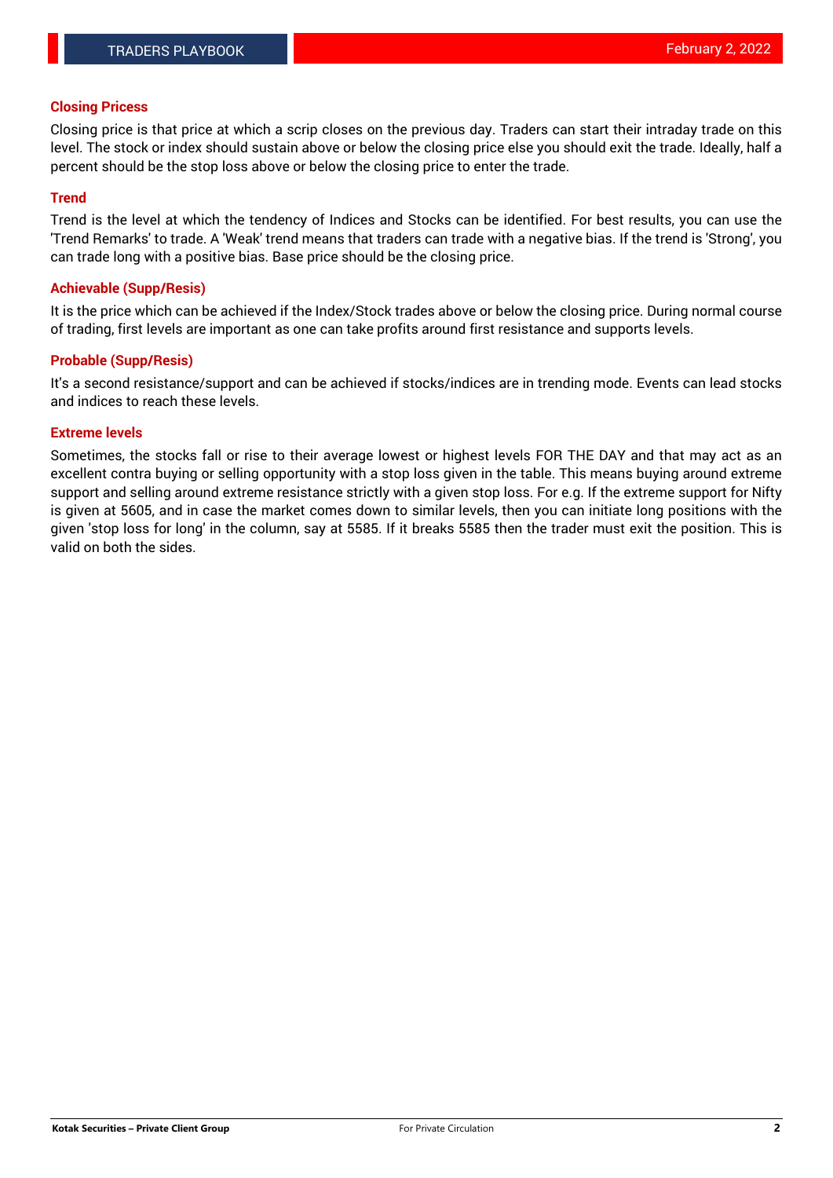## Closing Pricess

Closing price is that price at which a scrip closes on the previous day. Traders can start their intraday trade on this level. The stock or index should sustain above or below the closing price else you should exit the trade. Ideally, half a percent should be the stop loss above or below the closing price to enter the trade.

## Trend

Trend is the level at which the tendency of Indices and Stocks can be identified. For best results, you can use the 'Trend Remarks' to trade. A 'Weak' trend means that traders can trade with a negative bias. If the trend is 'Strong', you can trade long with a positive bias. Base price should be the closing price.

## Achievable (Supp/Resis)

It is the price which can be achieved if the Index/Stock trades above or below the closing price. During normal course of trading, first levels are important as one can take profits around first resistance and supports levels.

## Probable (Supp/Resis)

It's a second resistance/support and can be achieved if stocks/indices are in trending mode. Events can lead stocks and indices to reach these levels.

## Extreme levels

Sometimes, the stocks fall or rise to their average lowest or highest levels FOR THE DAY and that may act as an excellent contra buying or selling opportunity with a stop loss given in the table. This means buying around extreme support and selling around extreme resistance strictly with a given stop loss. For e.g. If the extreme support for Nifty is given at 5605, and in case the market comes down to similar levels, then you can initiate long positions with the given 'stop loss for long' in the column, say at 5585. If it breaks 5585 then the trader must exit the position. This is valid on both the sides.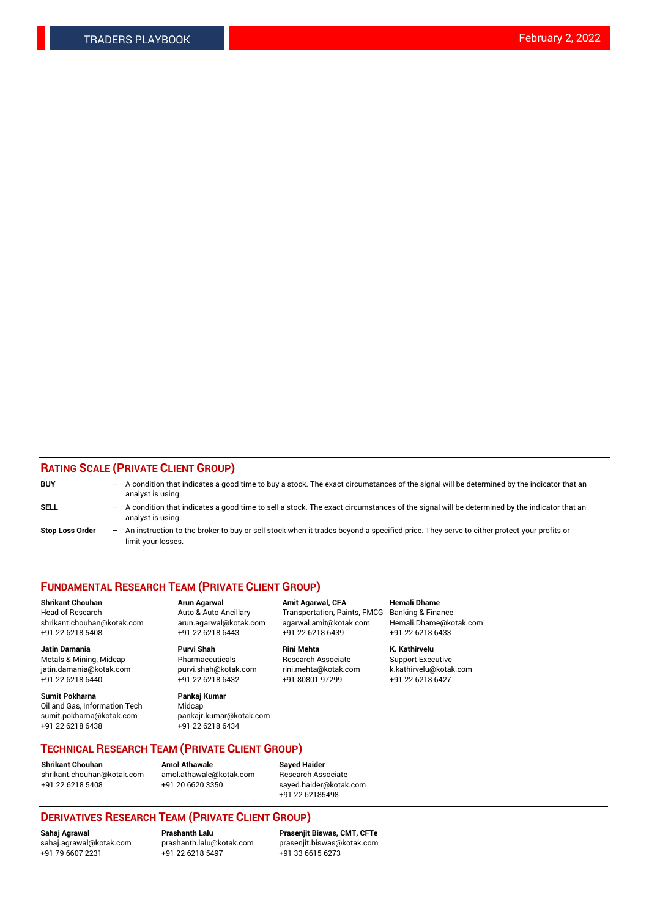## RATING SCALE (PRIVATE CLIENT GROUP)

**BUY** – A condition that indicates a good time to buy a stock. The exact circumstances of the signal will be determined by the indicator that an analyst is using.

**SELL** – A condition that indicates a good time to sell a stock. The exact circumstances of the signal will be determined by the indicator that an analyst is using.

**Stop Loss Order** – An instruction to the broker to buy or sell stock when it trades beyond a specified price. They serve to either protect your profits or limit your losses.

## FUNDAMENTAL RESEARCH TEAM (PRIVATE CLIENT GROUP)

**Shrikant Chouhan**
Head of Research
shrikant.chouhan@kotak.com
+91 22 6218 5408

**Arun Agarwal**
Auto & Auto Ancillary
arun.agarwal@kotak.com
+91 22 6218 6443

**Amit Agarwal, CFA**
Transportation, Paints, FMCG
agarwal.amit@kotak.com
+91 22 6218 6439

**Hemali Dhame**
Banking & Finance
Hemali.Dhame@kotak.com
+91 22 6218 6433

**Jatin Damania**
Metals & Mining, Midcap
jatin.damania@kotak.com
+91 22 6218 6440

**Purvi Shah**
Pharmaceuticals
purvi.shah@kotak.com
+91 22 6218 6432

**Rini Mehta**
Research Associate
rini.mehta@kotak.com
+91 80801 97299

**K. Kathirvelu**
Support Executive
k.kathirvelu@kotak.com
+91 22 6218 6427

**Sumit Pokharna**
Oil and Gas, Information Tech
sumit.pokharna@kotak.com
+91 22 6218 6438

**Pankaj Kumar**
Midcap
pankajr.kumar@kotak.com
+91 22 6218 6434

## TECHNICAL RESEARCH TEAM (PRIVATE CLIENT GROUP)

**Shrikant Chouhan**
shrikant.chouhan@kotak.com
+91 22 6218 5408

**Amol Athawale**
amol.athawale@kotak.com
+91 20 6620 3350

**Sayed Haider**
Research Associate
sayed.haider@kotak.com
+91 22 62185498

## DERIVATIVES RESEARCH TEAM (PRIVATE CLIENT GROUP)

**Sahaj Agrawal**
sahaj.agrawal@kotak.com
+91 79 6607 2231

**Prashanth Lalu**
prashanth.lalu@kotak.com
+91 22 6218 5497

**Prasenjit Biswas, CMT, CFTe**
prasenjit.biswas@kotak.com
+91 33 6615 6273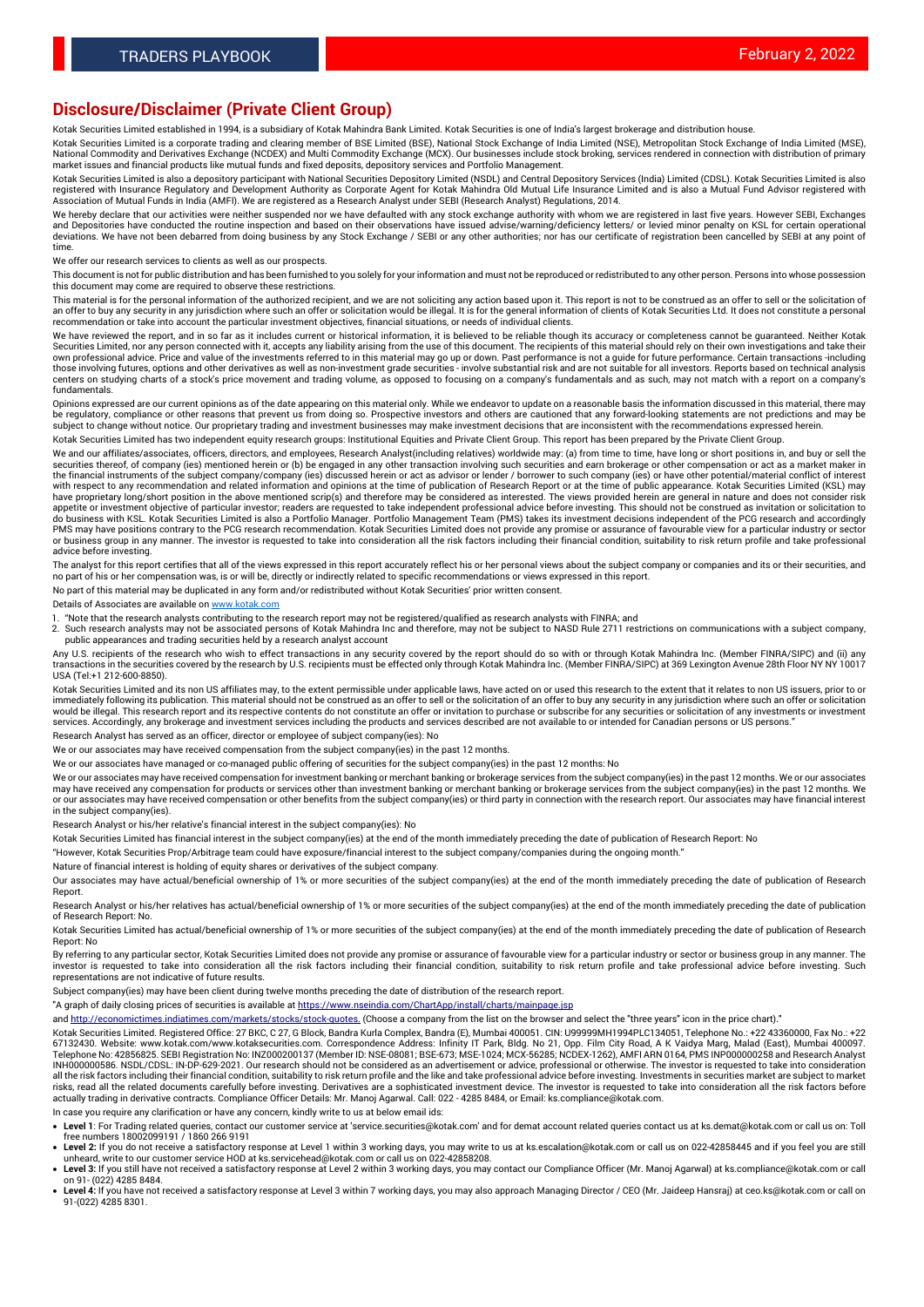# Disclosure/Disclaimer (Private Client Group)

Kotak Securities Limited established in 1994, is a subsidiary of Kotak Mahindra Bank Limited. Kotak Securities is one of India's largest brokerage and distribution house.

Kotak Securities Limited is a corporate trading and clearing member of BSE Limited (BSE), National Stock Exchange of India Limited (NSE), Metropolitan Stock Exchange of India Limited (MSE), National Commodity and Derivatives Exchange (NCDEX) and Multi Commodity Exchange (MCX). Our businesses include stock broking, services rendered in connection with distribution of primary market issues and financial products like mutual funds and fixed deposits, depository services and Portfolio Management.

Kotak Securities Limited is also a depository participant with National Securities Depository Limited (NSDL) and Central Depository Services (India) Limited (CDSL). Kotak Securities Limited is also registered with Insurance Regulatory and Development Authority as Corporate Agent for Kotak Mahindra Old Mutual Life Insurance Limited and is also a Mutual Fund Advisor registered with Association of Mutual Funds in India (AMFI). We are registered as a Research Analyst under SEBI (Research Analyst) Regulations, 2014.

We hereby declare that our activities were neither suspended nor we have defaulted with any stock exchange authority with whom we are registered in last five years. However SEBI, Exchanges and Depositories have conducted the routine inspection and based on their observations have issued advise/warning/deficiency letters/ or levied minor penalty on KSL for certain operational deviations. We have not been debarred from doing business by any Stock Exchange / SEBI or any other authorities; nor has our certificate of registration been cancelled by SEBI at any point of time.

We offer our research services to clients as well as our prospects.

This document is not for public distribution and has been furnished to you solely for your information and must not be reproduced or redistributed to any other person. Persons into whose possession this document may come are required to observe these restrictions.

This material is for the personal information of the authorized recipient, and we are not soliciting any action based upon it. This report is not to be construed as an offer to sell or the solicitation of an offer to buy any security in any jurisdiction where such an offer or solicitation would be illegal. It is for the general information of clients of Kotak Securities Ltd. It does not constitute a personal recommendation or take into account the particular investment objectives, financial situations, or needs of individual clients.

We have reviewed the report, and in so far as it includes current or historical information, it is believed to be reliable though its accuracy or completeness cannot be guaranteed. Neither Kotak Securities Limited, nor any person connected with it, accepts any liability arising from the use of this document. The recipients of this material should rely on their own investigations and take their own professional advice. Price and value of the investments referred to in this material may go up or down. Past performance is not a guide for future performance. Certain transactions -including those involving futures, options and other derivatives as well as non-investment grade securities - involve substantial risk and are not suitable for all investors. Reports based on technical analysis centers on studying charts of a stock's price movement and trading volume, as opposed to focusing on a company's fundamentals and as such, may not match with a report on a company's fundamentals.

Opinions expressed are our current opinions as of the date appearing on this material only. While we endeavor to update on a reasonable basis the information discussed in this material, there may be regulatory, compliance or other reasons that prevent us from doing so. Prospective investors and others are cautioned that any forward-looking statements are not predictions and may be subject to change without notice. Our proprietary trading and investment businesses may make investment decisions that are inconsistent with the recommendations expressed herein.

Kotak Securities Limited has two independent equity research groups: Institutional Equities and Private Client Group. This report has been prepared by the Private Client Group.

We and our affiliates/associates, officers, directors, and employees, Research Analyst(including relatives) worldwide may: (a) from time to time, have long or short positions in, and buy or sell the securities thereof, of company (ies) mentioned herein or (b) be engaged in any other transaction involving such securities and earn brokerage or other compensation or act as a market maker in the financial instruments of the subject company/company (ies) discussed herein or act as advisor or lender / borrower to such company (ies) or have other potential/material conflict of interest with respect to any recommendation and related information and opinions at the time of publication of Research Report or at the time of public appearance. Kotak Securities Limited (KSL) may have proprietary long/short position in the above mentioned scrip(s) and therefore may be considered as interested. The views provided herein are general in nature and does not consider risk appetite or investment objective of particular investor; readers are requested to take independent professional advice before investing. This should not be construed as invitation or solicitation to do business with KSL. Kotak Securities Limited is also a Portfolio Manager. Portfolio Management Team (PMS) takes its investment decisions independent of the PCG research and accordingly PMS may have positions contrary to the PCG research recommendation. Kotak Securities Limited does not provide any promise or assurance of favourable view for a particular industry or sector or business group in any manner. The investor is requested to take into consideration all the risk factors including their financial condition, suitability to risk return profile and take professional advice before investing.

The analyst for this report certifies that all of the views expressed in this report accurately reflect his or her personal views about the subject company or companies and its or their securities, and no part of his or her compensation was, is or will be, directly or indirectly related to specific recommendations or views expressed in this report.

No part of this material may be duplicated in any form and/or redistributed without Kotak Securities' prior written consent.

Details of Associates are available on www.kotak.com

1. "Note that the research analysts contributing to the research report may not be registered/qualified as research analysts with FINRA; and
2. Such research analysts may not be associated persons of Kotak Mahindra Inc and therefore, may not be subject to NASD Rule 2711 restrictions on communications with a subject company, public appearances and trading securities held by a research analyst account

Any U.S. recipients of the research who wish to effect transactions in any security covered by the report should do so with or through Kotak Mahindra Inc. (Member FINRA/SIPC) and (ii) any transactions in the securities covered by the research by U.S. recipients must be effected only through Kotak Mahindra Inc. (Member FINRA/SIPC) at 369 Lexington Avenue 28th Floor NY NY 10017 USA (Tel:+1 212-600-8850).

Kotak Securities Limited and its non US affiliates may, to the extent permissible under applicable laws, have acted on or used this research to the extent that it relates to non US issuers, prior to or immediately following its publication. This material should not be construed as an offer to sell or the solicitation of an offer to buy any security in any jurisdiction where such an offer or solicitation would be illegal. This research report and its respective contents do not constitute an offer or invitation to purchase or subscribe for any securities or solicitation of any investments or investment services. Accordingly, any brokerage and investment services including the products and services described are not available to or intended for Canadian persons or US persons."

Research Analyst has served as an officer, director or employee of subject company(ies): No

We or our associates may have received compensation from the subject company(ies) in the past 12 months.

We or our associates have managed or co-managed public offering of securities for the subject company(ies) in the past 12 months: No

We or our associates may have received compensation for investment banking or merchant banking or brokerage services from the subject company(ies) in the past 12 months. We or our associates may have received any compensation for products or services other than investment banking or merchant banking or brokerage services from the subject company(ies) in the past 12 months. We or our associates may have received compensation or other benefits from the subject company(ies) or third party in connection with the research report. Our associates may have financial interest in the subject company(ies).

Research Analyst or his/her relative's financial interest in the subject company(ies): No

Kotak Securities Limited has financial interest in the subject company(ies) at the end of the month immediately preceding the date of publication of Research Report: No

"However, Kotak Securities Prop/Arbitrage team could have exposure/financial interest to the subject company/companies during the ongoing month."

Nature of financial interest is holding of equity shares or derivatives of the subject company.

Our associates may have actual/beneficial ownership of 1% or more securities of the subject company(ies) at the end of the month immediately preceding the date of publication of Research Report.

Research Analyst or his/her relatives has actual/beneficial ownership of 1% or more securities of the subject company(ies) at the end of the month immediately preceding the date of publication of Research Report: No.

Kotak Securities Limited has actual/beneficial ownership of 1% or more securities of the subject company(ies) at the end of the month immediately preceding the date of publication of Research Report: No

By referring to any particular sector, Kotak Securities Limited does not provide any promise or assurance of favourable view for a particular industry or sector or business group in any manner. The investor is requested to take into consideration all the risk factors including their financial condition, suitability to risk return profile and take professional advice before investing. Such representations are not indicative of future results.

Subject company(ies) may have been client during twelve months preceding the date of distribution of the research report.

"A graph of daily closing prices of securities is available at https://www.nseindia.com/ChartApp/install/charts/mainpage.jsp

and http://economictimes.indiatimes.com/markets/stocks/stock-quotes. (Choose a company from the list on the browser and select the "three years" icon in the price chart)."

Kotak Securities Limited. Registered Office: 27 BKC, C 27, G Block, Bandra Kurla Complex, Bandra (E), Mumbai 400051. CIN: U99999MH1994PLC134051, Telephone No.: +22 43360000, Fax No.: +22 67132430. Website: www.kotak.com/www.kotaksecurities.com. Correspondence Address: Infinity IT Park, Bldg. No 21, Opp. Film City Road, A K Vaidya Marg, Malad (East), Mumbai 400097. Telephone No: 42856825. SEBI Registration No: INZ000200137 (Member ID: NSE-08081; BSE-673; MSE-1024; MCX-56285; NCDEX-1262), AMFI ARN 0164, PMS INP000000258 and Research Analyst INH000000586. NSDL/CDSL: IN-DP-629-2021. Our research should not be considered as an advertisement or advice, professional or otherwise. The investor is requested to take into consideration all the risk factors including their financial condition, suitability to risk return profile and the like and take professional advice before investing. Investments in securities market are subject to market risks, read all the related documents carefully before investing. Derivatives are a sophisticated investment device. The investor is requested to take into consideration all the risk factors before actually trading in derivative contracts. Compliance Officer Details: Mr. Manoj Agarwal. Call: 022 - 4285 8484, or Email: ks.compliance@kotak.com.

In case you require any clarification or have any concern, kindly write to us at below email ids:

- **Level 1**: For Trading related queries, contact our customer service at 'service.securities@kotak.com' and for demat account related queries contact us at ks.demat@kotak.com or call us on: Toll free numbers 18002099191 / 1860 266 9191
- **Level 2:** If you do not receive a satisfactory response at Level 1 within 3 working days, you may write to us at ks.escalation@kotak.com or call us on 022-42858445 and if you feel you are still unheard, write to our customer service HOD at ks.servicehead@kotak.com or call us on 022-42858208.
- **Level 3:** If you still have not received a satisfactory response at Level 2 within 3 working days, you may contact our Compliance Officer (Mr. Manoj Agarwal) at ks.compliance@kotak.com or call on 91-(022) 4285 8484.
- **Level 4:** If you have not received a satisfactory response at Level 3 within 7 working days, you may also approach Managing Director / CEO (Mr. Jaideep Hansraj) at ceo.ks@kotak.com or call on 91-(022) 4285 8301.